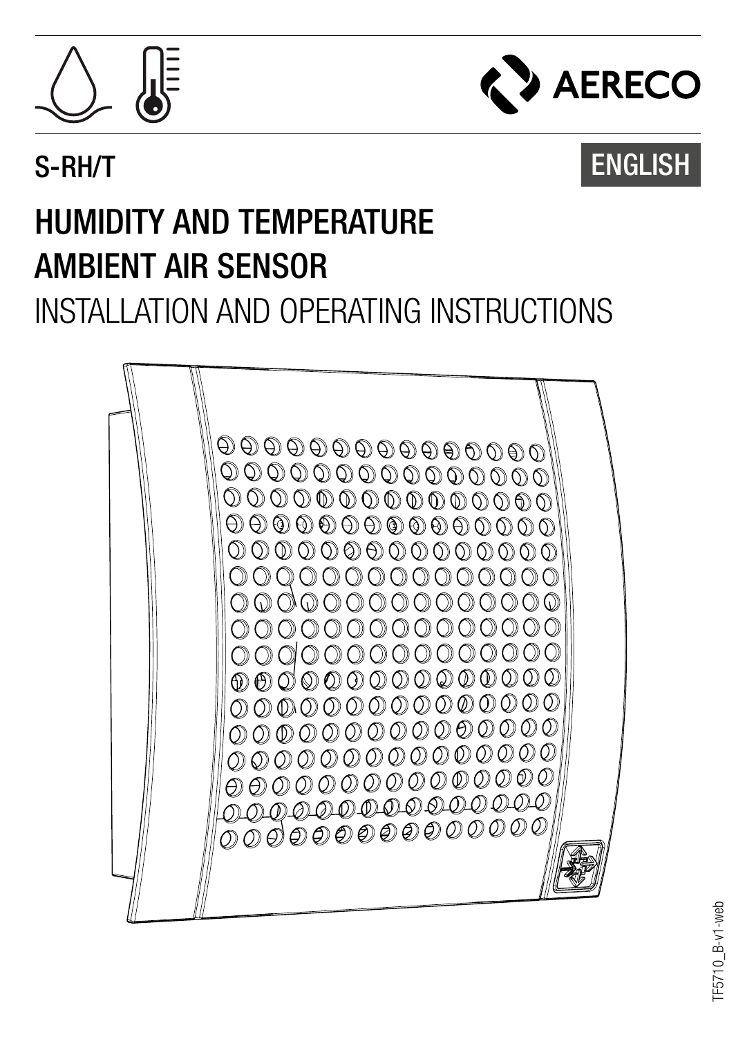AERECO

S-RH/T

ENGLISH

# HUMIDITY AND TEMPERATURE AMBIENT AIR SENSOR

## INSTALLATION AND OPERATING INSTRUCTIONS

TF5710_B-v1-web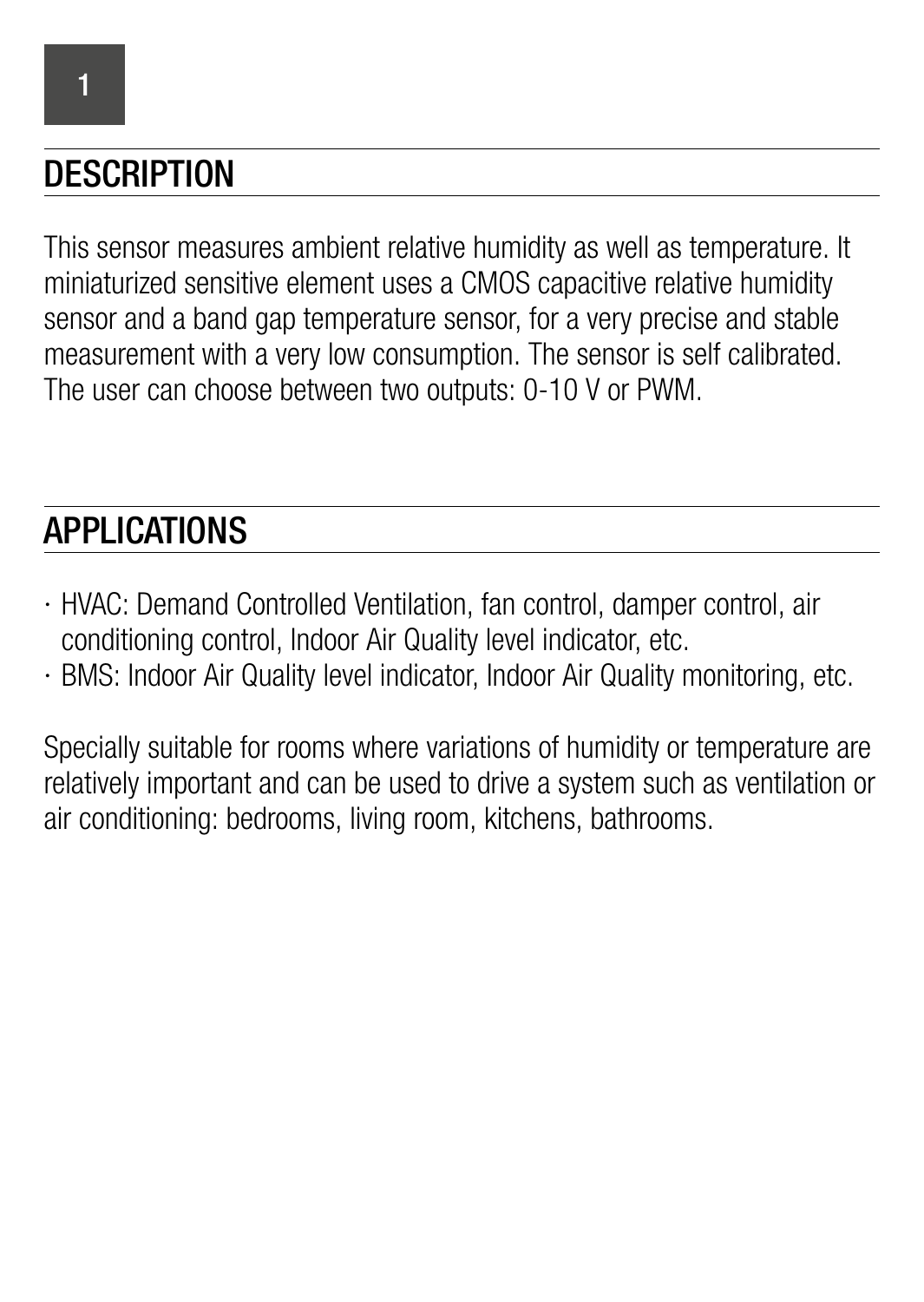## DESCRIPTION

This sensor measures ambient relative humidity as well as temperature. It miniaturized sensitive element uses a CMOS capacitive relative humidity sensor and a band gap temperature sensor, for a very precise and stable measurement with a very low consumption. The sensor is self calibrated. The user can choose between two outputs: 0-10 V or PWM.

## APPLICATIONS

- HVAC: Demand Controlled Ventilation, fan control, damper control, air conditioning control, Indoor Air Quality level indicator, etc.
- BMS: Indoor Air Quality level indicator, Indoor Air Quality monitoring, etc.

Specially suitable for rooms where variations of humidity or temperature are relatively important and can be used to drive a system such as ventilation or air conditioning: bedrooms, living room, kitchens, bathrooms.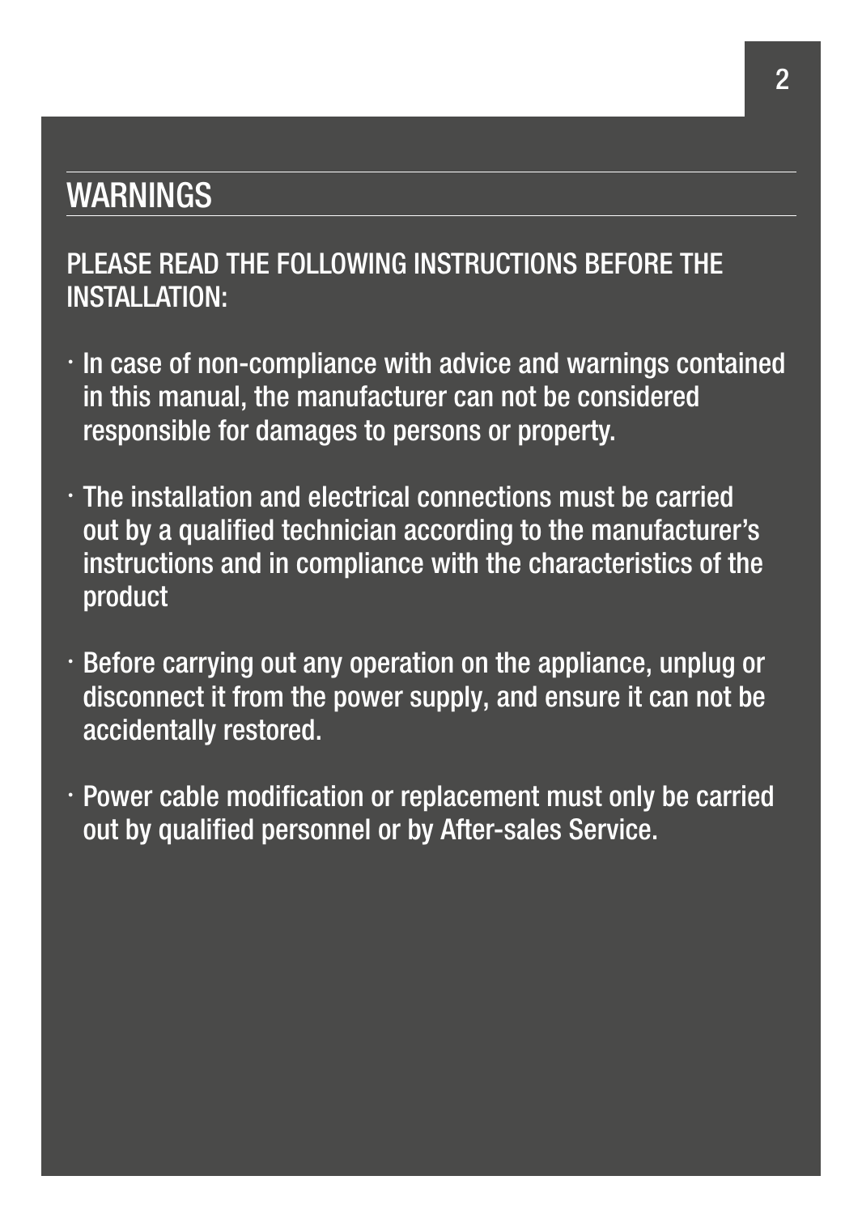## WARNINGS

PLEASE READ THE FOLLOWING INSTRUCTIONS BEFORE THE INSTALLATION:

- In case of non-compliance with advice and warnings contained in this manual, the manufacturer can not be considered responsible for damages to persons or property.
- The installation and electrical connections must be carried out by a qualified technician according to the manufacturer's instructions and in compliance with the characteristics of the product
- Before carrying out any operation on the appliance, unplug or disconnect it from the power supply, and ensure it can not be accidentally restored.
- Power cable modification or replacement must only be carried out by qualified personnel or by After-sales Service.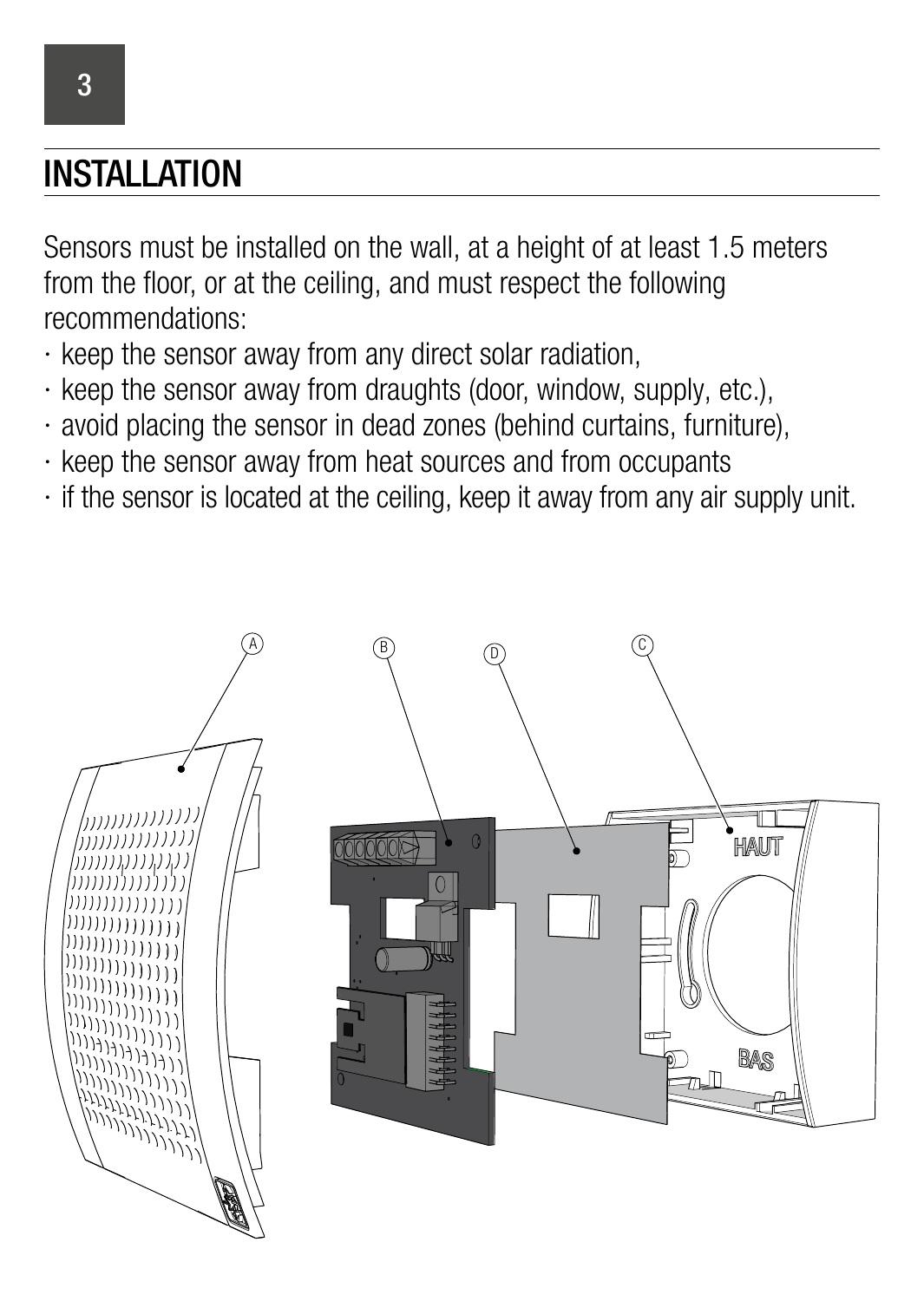## INSTALLATION

Sensors must be installed on the wall, at a height of at least 1.5 meters from the floor, or at the ceiling, and must respect the following recommendations:

- keep the sensor away from any direct solar radiation,
- keep the sensor away from draughts (door, window, supply, etc.),
- avoid placing the sensor in dead zones (behind curtains, furniture),
- keep the sensor away from heat sources and from occupants
- if the sensor is located at the ceiling, keep it away from any air supply unit.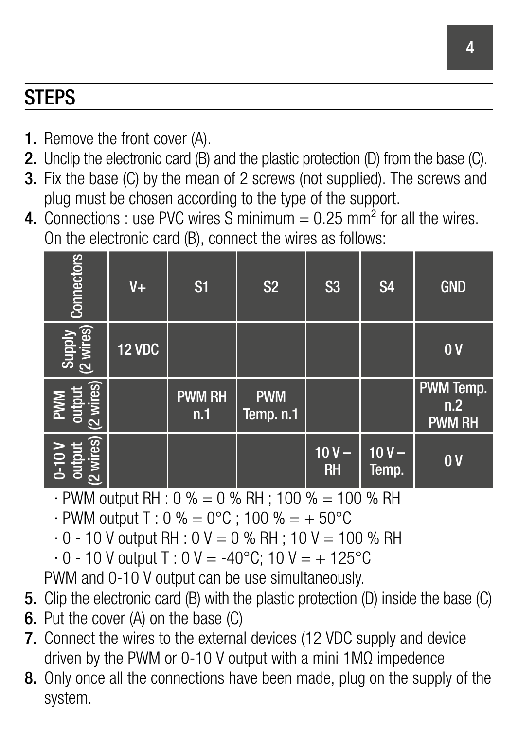## STEPS

1. Remove the front cover (A).
2. Unclip the electronic card (B) and the plastic protection (D) from the base (C).
3. Fix the base (C) by the mean of 2 screws (not supplied). The screws and plug must be chosen according to the type of the support.
4. Connections : use PVC wires S minimum = 0.25 $mm^2$ for all the wires. On the electronic card (B), connect the wires as follows:

| Connectors | V+ | S1 | S2 | S3 | S4 | GND |
|---|---|---|---|---|---|---|
| Supply (2 wires) | 12 VDC | | | | | 0 V |
| PWM output (2 wires) | | PWM RH n.1 | PWM Temp. n.1 | | | PWM Temp. n.2 PWM RH |
| 0-10 V output (2 wires) | | | | 10 V – RH | 10 V – Temp. | 0 V |

· PWM output RH : 0 % = 0 % RH ; 100 % = 100 % RH
· PWM output T : 0 % = 0°C ; 100 % = + 50°C
· 0 - 10 V output RH : 0 V = 0 % RH ; 10 V = 100 % RH
· 0 - 10 V output T : 0 V = -40°C; 10 V = + 125°C

PWM and 0-10 V output can be use simultaneously.

5. Clip the electronic card (B) with the plastic protection (D) inside the base (C)
6. Put the cover (A) on the base (C)
7. Connect the wires to the external devices (12 VDC supply and device driven by the PWM or 0-10 V output with a mini 1MΩ impedence
8. Only once all the connections have been made, plug on the supply of the system.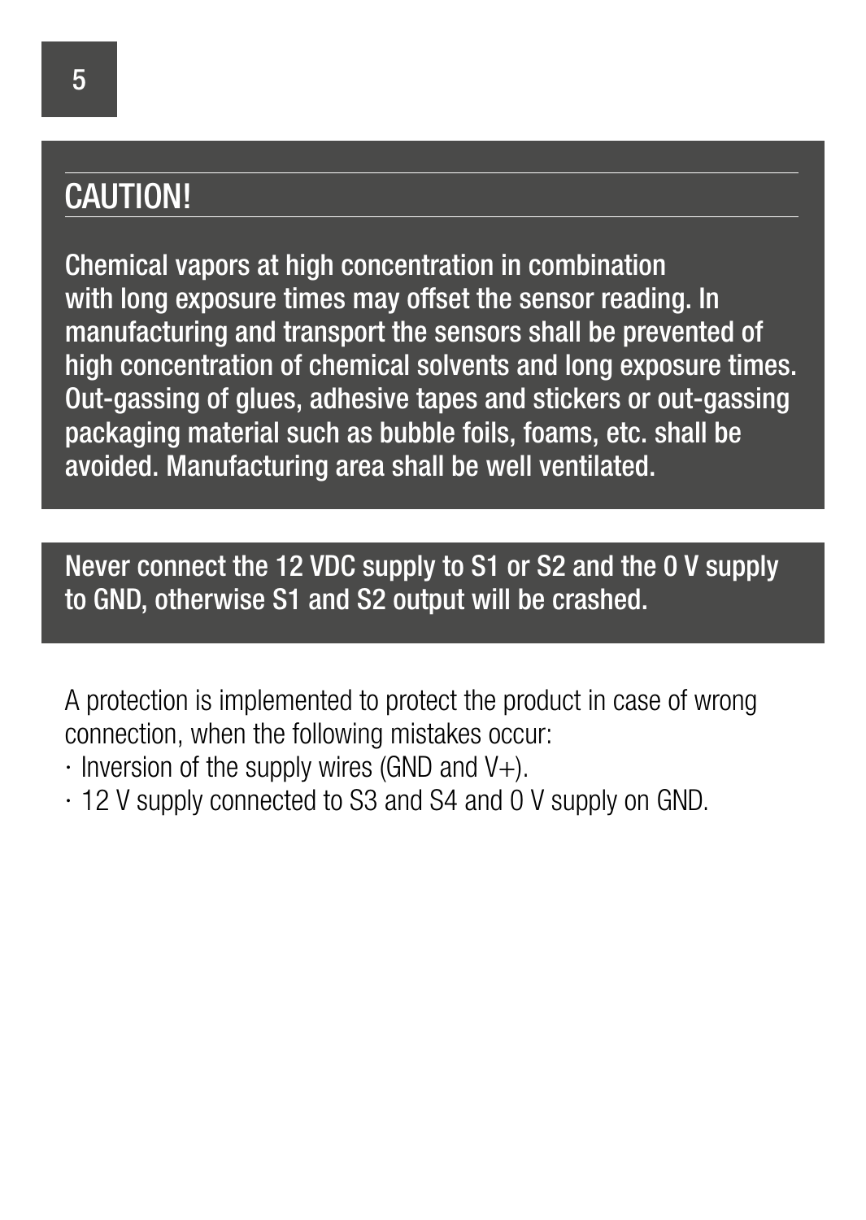## CAUTION!

Chemical vapors at high concentration in combination with long exposure times may offset the sensor reading. In manufacturing and transport the sensors shall be prevented of high concentration of chemical solvents and long exposure times. Out-gassing of glues, adhesive tapes and stickers or out-gassing packaging material such as bubble foils, foams, etc. shall be avoided. Manufacturing area shall be well ventilated.

Never connect the 12 VDC supply to S1 or S2 and the 0 V supply to GND, otherwise S1 and S2 output will be crashed.

A protection is implemented to protect the product in case of wrong connection, when the following mistakes occur:

- Inversion of the supply wires (GND and V+).
- 12 V supply connected to S3 and S4 and 0 V supply on GND.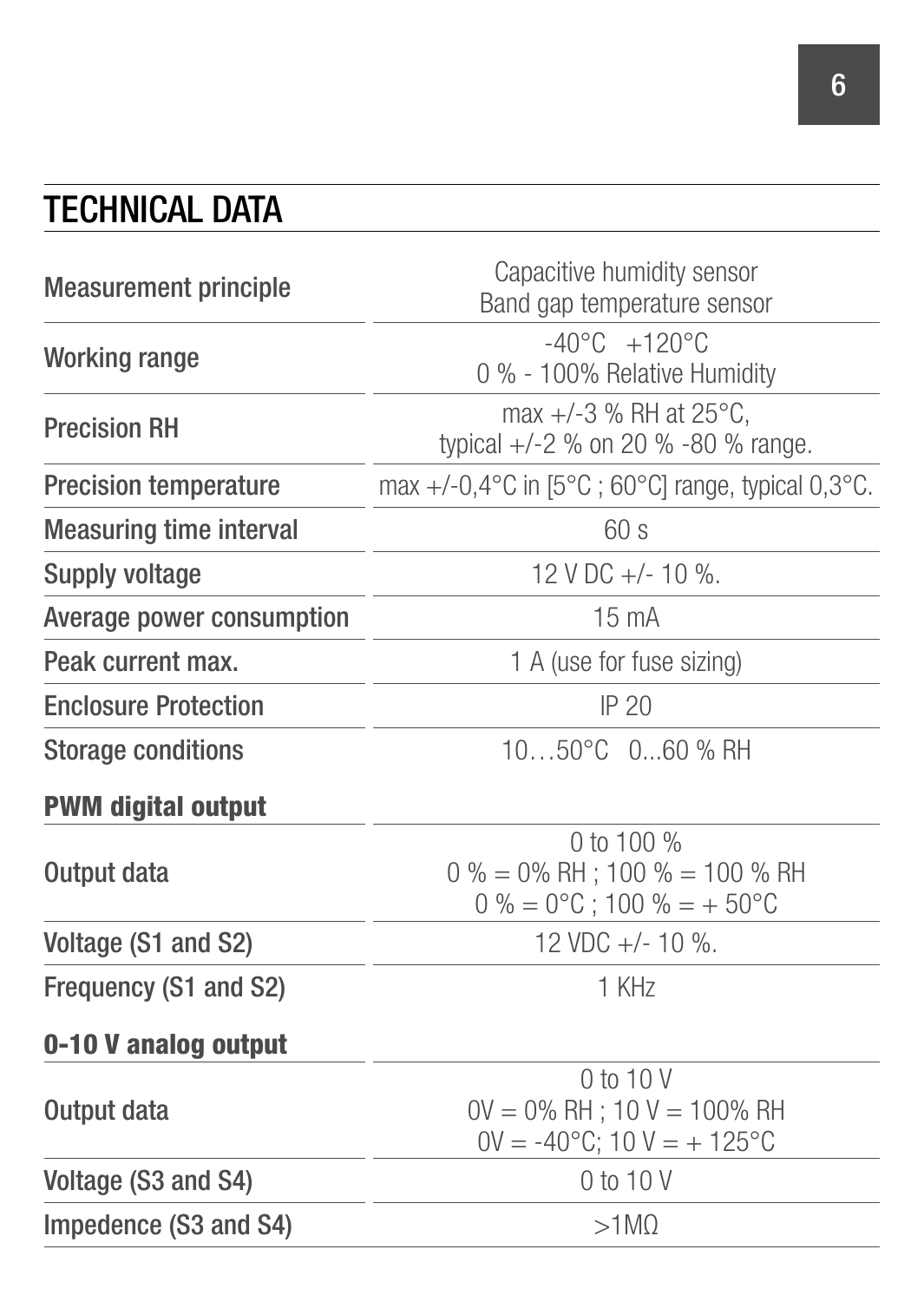## TECHNICAL DATA

| | |
|---|---|
| Measurement principle | Capacitive humidity sensor<br>Band gap temperature sensor |
| Working range | -40°C +120°C<br>0 % - 100% Relative Humidity |
| Precision RH | max +/-3 % RH at 25°C,<br>typical +/-2 % on 20 % -80 % range. |
| Precision temperature | max +/-0,4°C in [5°C ; 60°C] range, typical 0,3°C. |
| Measuring time interval | 60 s |
| Supply voltage | 12 V DC +/- 10 %. |
| Average power consumption | 15 mA |
| Peak current max. | 1 A (use for fuse sizing) |
| Enclosure Protection | IP 20 |
| Storage conditions | 10…50°C 0...60 % RH |
| **PWM digital output** | |
| Output data | 0 to 100 %<br>0 % = 0% RH ; 100 % = 100 % RH<br>0 % = 0°C ; 100 % = + 50°C |
| Voltage (S1 and S2) | 12 VDC +/- 10 %. |
| Frequency (S1 and S2) | 1 KHz |
| **0-10 V analog output** | |
| Output data | 0 to 10 V<br>0V = 0% RH ; 10 V = 100% RH<br>0V = -40°C; 10 V = + 125°C |
| Voltage (S3 and S4) | 0 to 10 V |
| Impedence (S3 and S4) | >1MΩ |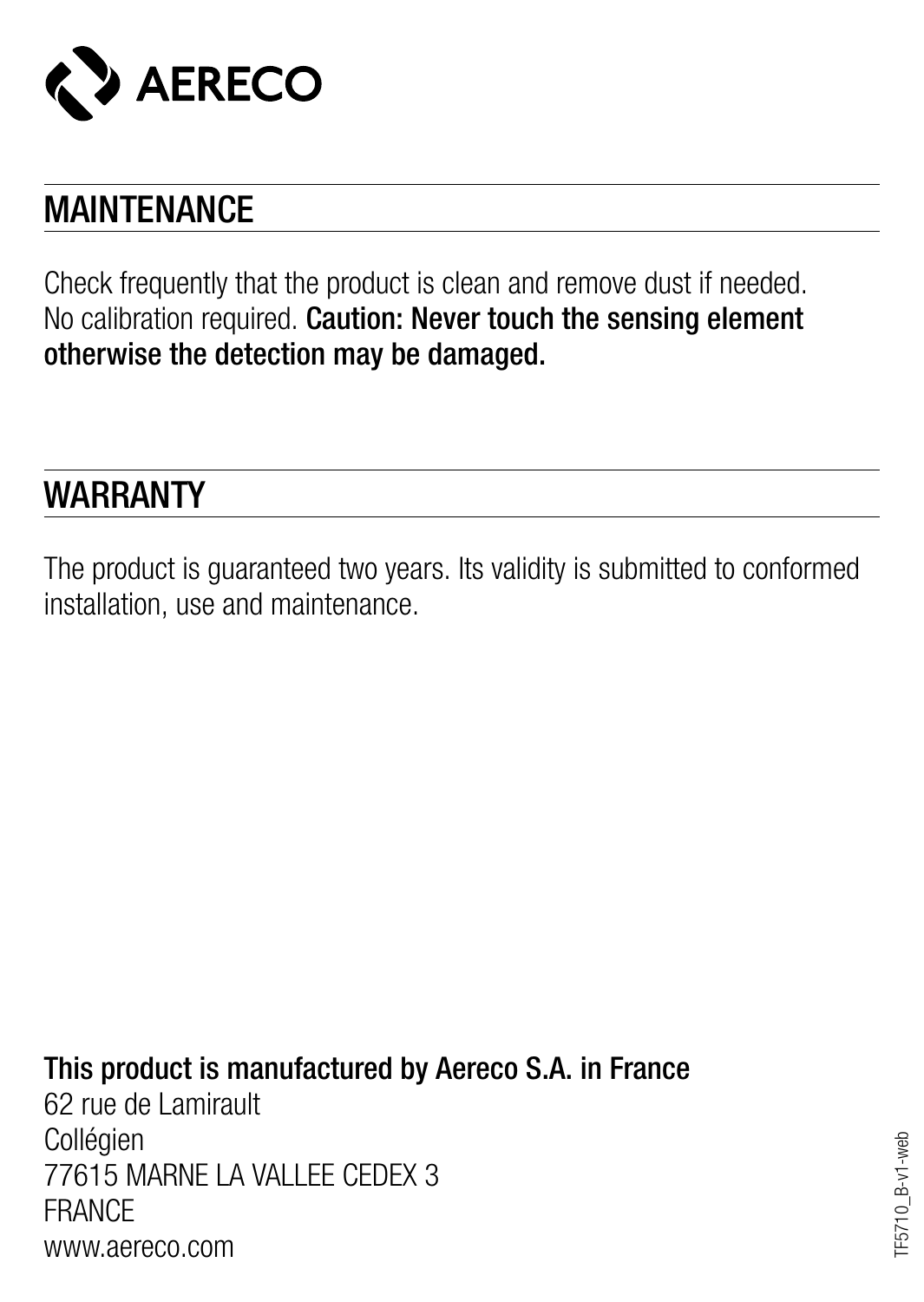AERECO

## MAINTENANCE

Check frequently that the product is clean and remove dust if needed. No calibration required. **Caution: Never touch the sensing element otherwise the detection may be damaged.**

## WARRANTY

The product is guaranteed two years. Its validity is submitted to conformed installation, use and maintenance.

**This product is manufactured by Aereco S.A. in France**
62 rue de Lamirault
Collégien
77615 MARNE LA VALLEE CEDEX 3
FRANCE
www.aereco.com

TF5710_B-v1-web